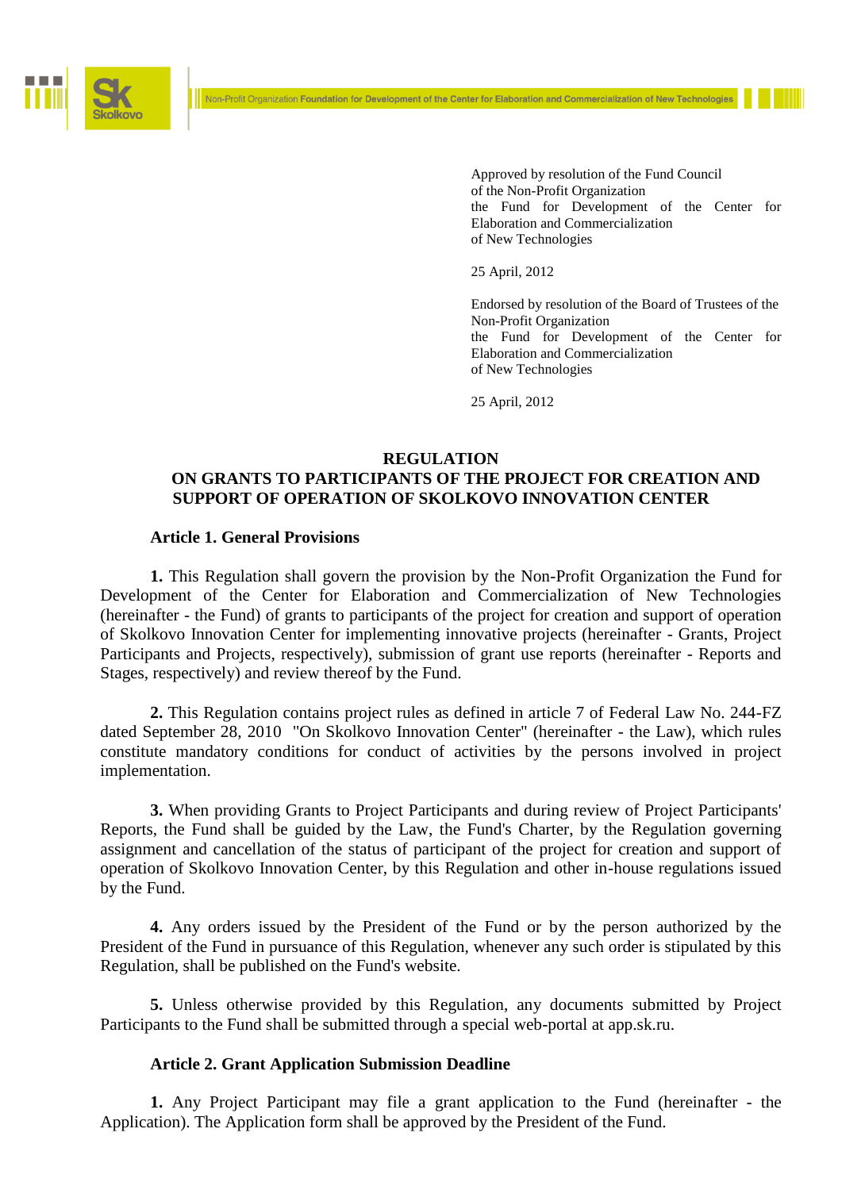Approved by resolution of the Fund Council
of the Non-Profit Organization
the Fund for Development of the Center for Elaboration and Commercialization
of New Technologies

25 April, 2012

Endorsed by resolution of the Board of Trustees of the Non-Profit Organization
the Fund for Development of the Center for Elaboration and Commercialization
of New Technologies

25 April, 2012

# REGULATION
# ON GRANTS TO PARTICIPANTS OF THE PROJECT FOR CREATION AND SUPPORT OF OPERATION OF SKOLKOVO INNOVATION CENTER

## Article 1. General Provisions

**1.** This Regulation shall govern the provision by the Non-Profit Organization the Fund for Development of the Center for Elaboration and Commercialization of New Technologies (hereinafter - the Fund) of grants to participants of the project for creation and support of operation of Skolkovo Innovation Center for implementing innovative projects (hereinafter - Grants, Project Participants and Projects, respectively), submission of grant use reports (hereinafter - Reports and Stages, respectively) and review thereof by the Fund.

**2.** This Regulation contains project rules as defined in article 7 of Federal Law No. 244-FZ dated September 28, 2010 "On Skolkovo Innovation Center" (hereinafter - the Law), which rules constitute mandatory conditions for conduct of activities by the persons involved in project implementation.

**3.** When providing Grants to Project Participants and during review of Project Participants' Reports, the Fund shall be guided by the Law, the Fund's Charter, by the Regulation governing assignment and cancellation of the status of participant of the project for creation and support of operation of Skolkovo Innovation Center, by this Regulation and other in-house regulations issued by the Fund.

**4.** Any orders issued by the President of the Fund or by the person authorized by the President of the Fund in pursuance of this Regulation, whenever any such order is stipulated by this Regulation, shall be published on the Fund's website.

**5.** Unless otherwise provided by this Regulation, any documents submitted by Project Participants to the Fund shall be submitted through a special web-portal at app.sk.ru.

## Article 2. Grant Application Submission Deadline

**1.** Any Project Participant may file a grant application to the Fund (hereinafter - the Application). The Application form shall be approved by the President of the Fund.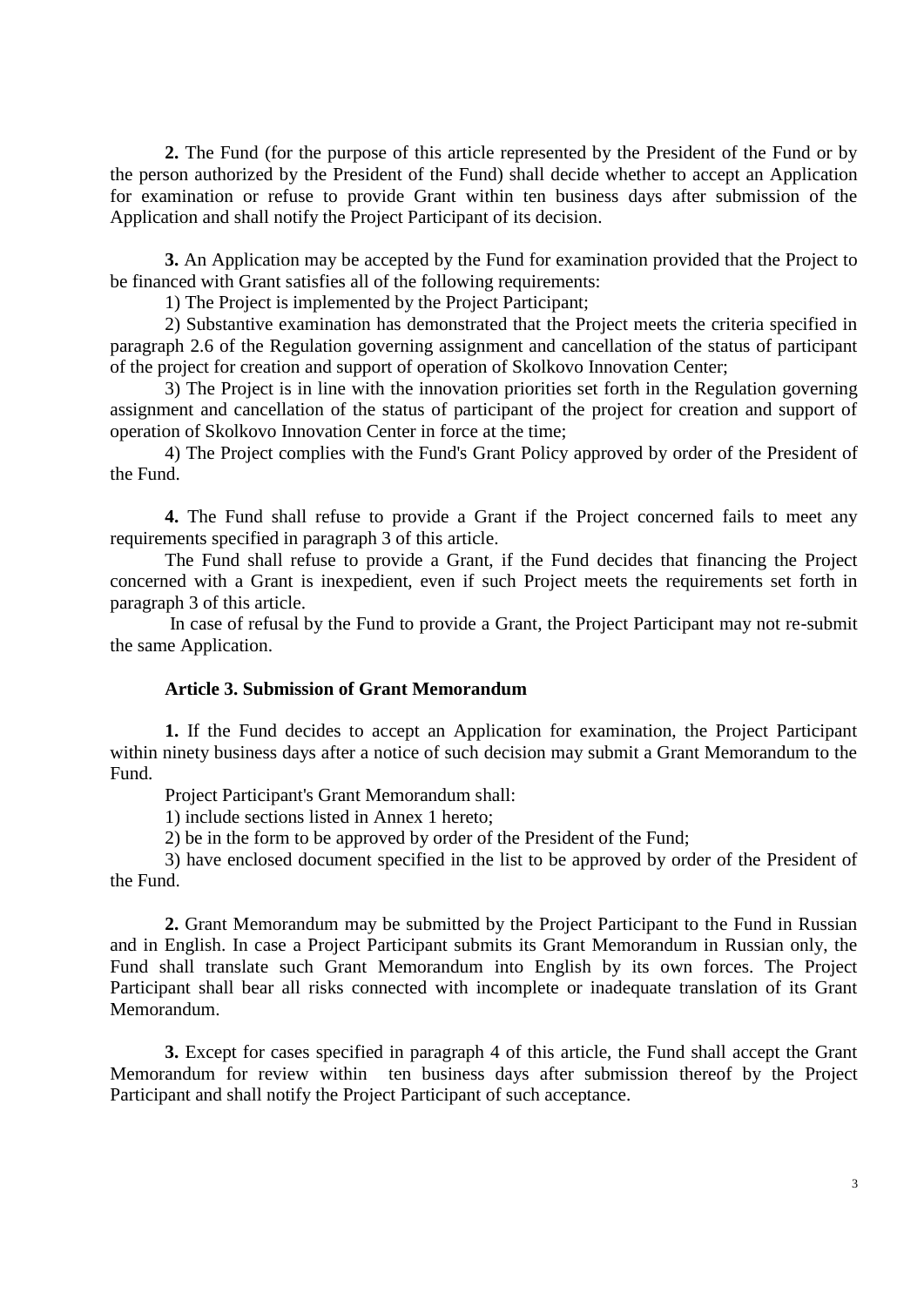**2.** The Fund (for the purpose of this article represented by the President of the Fund or by the person authorized by the President of the Fund) shall decide whether to accept an Application for examination or refuse to provide Grant within ten business days after submission of the Application and shall notify the Project Participant of its decision.

**3.** An Application may be accepted by the Fund for examination provided that the Project to be financed with Grant satisfies all of the following requirements:

1) The Project is implemented by the Project Participant;

2) Substantive examination has demonstrated that the Project meets the criteria specified in paragraph 2.6 of the Regulation governing assignment and cancellation of the status of participant of the project for creation and support of operation of Skolkovo Innovation Center;

3) The Project is in line with the innovation priorities set forth in the Regulation governing assignment and cancellation of the status of participant of the project for creation and support of operation of Skolkovo Innovation Center in force at the time;

4) The Project complies with the Fund's Grant Policy approved by order of the President of the Fund.

**4.** The Fund shall refuse to provide a Grant if the Project concerned fails to meet any requirements specified in paragraph 3 of this article.

The Fund shall refuse to provide a Grant, if the Fund decides that financing the Project concerned with a Grant is inexpedient, even if such Project meets the requirements set forth in paragraph 3 of this article.

In case of refusal by the Fund to provide a Grant, the Project Participant may not re-submit the same Application.

**Article 3. Submission of Grant Memorandum**

**1.** If the Fund decides to accept an Application for examination, the Project Participant within ninety business days after a notice of such decision may submit a Grant Memorandum to the Fund.

Project Participant's Grant Memorandum shall:

1) include sections listed in Annex 1 hereto;

2) be in the form to be approved by order of the President of the Fund;

3) have enclosed document specified in the list to be approved by order of the President of the Fund.

**2.** Grant Memorandum may be submitted by the Project Participant to the Fund in Russian and in English. In case a Project Participant submits its Grant Memorandum in Russian only, the Fund shall translate such Grant Memorandum into English by its own forces. The Project Participant shall bear all risks connected with incomplete or inadequate translation of its Grant Memorandum.

**3.** Except for cases specified in paragraph 4 of this article, the Fund shall accept the Grant Memorandum for review within ten business days after submission thereof by the Project Participant and shall notify the Project Participant of such acceptance.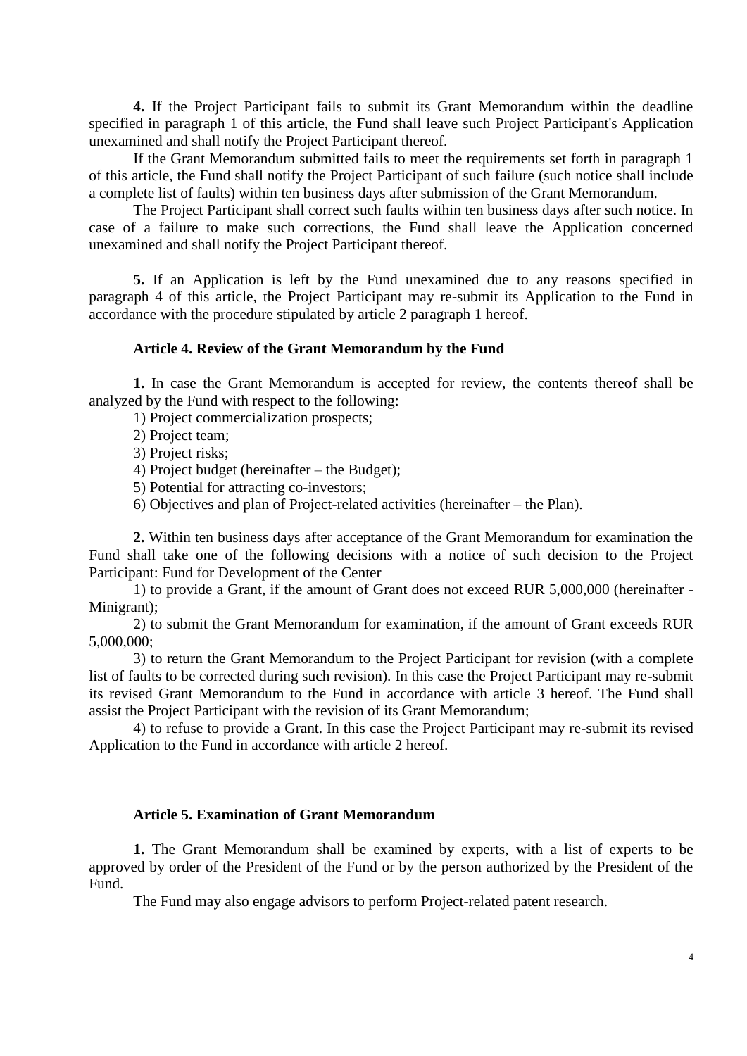**4.** If the Project Participant fails to submit its Grant Memorandum within the deadline specified in paragraph 1 of this article, the Fund shall leave such Project Participant's Application unexamined and shall notify the Project Participant thereof.

If the Grant Memorandum submitted fails to meet the requirements set forth in paragraph 1 of this article, the Fund shall notify the Project Participant of such failure (such notice shall include a complete list of faults) within ten business days after submission of the Grant Memorandum.

The Project Participant shall correct such faults within ten business days after such notice. In case of a failure to make such corrections, the Fund shall leave the Application concerned unexamined and shall notify the Project Participant thereof.

**5.** If an Application is left by the Fund unexamined due to any reasons specified in paragraph 4 of this article, the Project Participant may re-submit its Application to the Fund in accordance with the procedure stipulated by article 2 paragraph 1 hereof.

### Article 4. Review of the Grant Memorandum by the Fund

**1.** In case the Grant Memorandum is accepted for review, the contents thereof shall be analyzed by the Fund with respect to the following:

1) Project commercialization prospects;
2) Project team;
3) Project risks;
4) Project budget (hereinafter – the Budget);
5) Potential for attracting co-investors;
6) Objectives and plan of Project-related activities (hereinafter – the Plan).

**2.** Within ten business days after acceptance of the Grant Memorandum for examination the Fund shall take one of the following decisions with a notice of such decision to the Project Participant: Fund for Development of the Center

1) to provide a Grant, if the amount of Grant does not exceed RUR 5,000,000 (hereinafter - Minigrant);

2) to submit the Grant Memorandum for examination, if the amount of Grant exceeds RUR 5,000,000;

3) to return the Grant Memorandum to the Project Participant for revision (with a complete list of faults to be corrected during such revision). In this case the Project Participant may re-submit its revised Grant Memorandum to the Fund in accordance with article 3 hereof. The Fund shall assist the Project Participant with the revision of its Grant Memorandum;

4) to refuse to provide a Grant. In this case the Project Participant may re-submit its revised Application to the Fund in accordance with article 2 hereof.

### Article 5. Examination of Grant Memorandum

**1.** The Grant Memorandum shall be examined by experts, with a list of experts to be approved by order of the President of the Fund or by the person authorized by the President of the Fund.

The Fund may also engage advisors to perform Project-related patent research.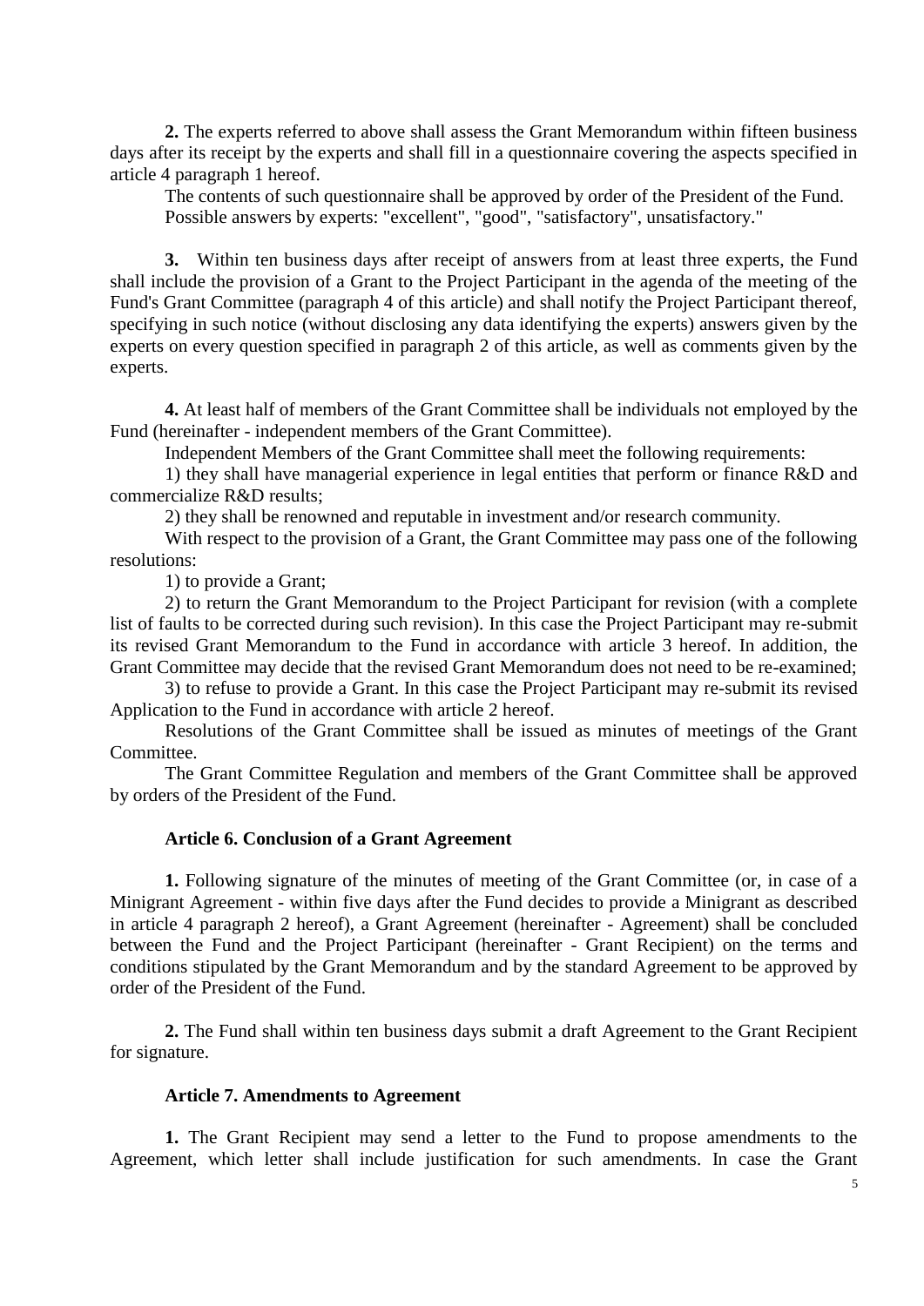**2.** The experts referred to above shall assess the Grant Memorandum within fifteen business days after its receipt by the experts and shall fill in a questionnaire covering the aspects specified in article 4 paragraph 1 hereof.

The contents of such questionnaire shall be approved by order of the President of the Fund.

Possible answers by experts: "excellent", "good", "satisfactory", unsatisfactory."

**3.** Within ten business days after receipt of answers from at least three experts, the Fund shall include the provision of a Grant to the Project Participant in the agenda of the meeting of the Fund's Grant Committee (paragraph 4 of this article) and shall notify the Project Participant thereof, specifying in such notice (without disclosing any data identifying the experts) answers given by the experts on every question specified in paragraph 2 of this article, as well as comments given by the experts.

**4.** At least half of members of the Grant Committee shall be individuals not employed by the Fund (hereinafter - independent members of the Grant Committee).

Independent Members of the Grant Committee shall meet the following requirements:

1) they shall have managerial experience in legal entities that perform or finance R&D and commercialize R&D results;

2) they shall be renowned and reputable in investment and/or research community.

With respect to the provision of a Grant, the Grant Committee may pass one of the following resolutions:

1) to provide a Grant;

2) to return the Grant Memorandum to the Project Participant for revision (with a complete list of faults to be corrected during such revision). In this case the Project Participant may re-submit its revised Grant Memorandum to the Fund in accordance with article 3 hereof. In addition, the Grant Committee may decide that the revised Grant Memorandum does not need to be re-examined;

3) to refuse to provide a Grant. In this case the Project Participant may re-submit its revised Application to the Fund in accordance with article 2 hereof.

Resolutions of the Grant Committee shall be issued as minutes of meetings of the Grant Committee.

The Grant Committee Regulation and members of the Grant Committee shall be approved by orders of the President of the Fund.

### Article 6. Conclusion of a Grant Agreement

**1.** Following signature of the minutes of meeting of the Grant Committee (or, in case of a Minigrant Agreement - within five days after the Fund decides to provide a Minigrant as described in article 4 paragraph 2 hereof), a Grant Agreement (hereinafter - Agreement) shall be concluded between the Fund and the Project Participant (hereinafter - Grant Recipient) on the terms and conditions stipulated by the Grant Memorandum and by the standard Agreement to be approved by order of the President of the Fund.

**2.** The Fund shall within ten business days submit a draft Agreement to the Grant Recipient for signature.

### Article 7. Amendments to Agreement

**1.** The Grant Recipient may send a letter to the Fund to propose amendments to the Agreement, which letter shall include justification for such amendments. In case the Grant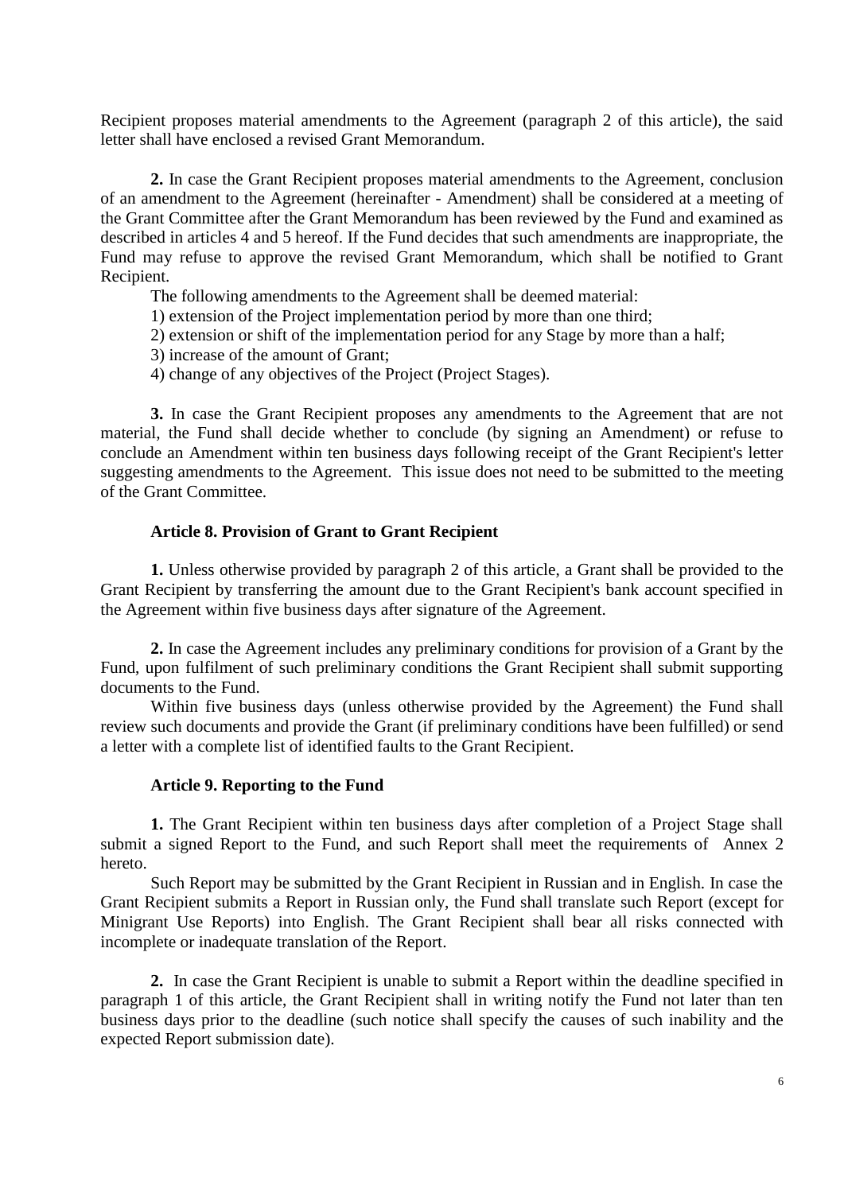Recipient proposes material amendments to the Agreement (paragraph 2 of this article), the said letter shall have enclosed a revised Grant Memorandum.

**2.** In case the Grant Recipient proposes material amendments to the Agreement, conclusion of an amendment to the Agreement (hereinafter - Amendment) shall be considered at a meeting of the Grant Committee after the Grant Memorandum has been reviewed by the Fund and examined as described in articles 4 and 5 hereof. If the Fund decides that such amendments are inappropriate, the Fund may refuse to approve the revised Grant Memorandum, which shall be notified to Grant Recipient.

The following amendments to the Agreement shall be deemed material:

1) extension of the Project implementation period by more than one third;

2) extension or shift of the implementation period for any Stage by more than a half;

3) increase of the amount of Grant;

4) change of any objectives of the Project (Project Stages).

**3.** In case the Grant Recipient proposes any amendments to the Agreement that are not material, the Fund shall decide whether to conclude (by signing an Amendment) or refuse to conclude an Amendment within ten business days following receipt of the Grant Recipient's letter suggesting amendments to the Agreement. This issue does not need to be submitted to the meeting of the Grant Committee.

### Article 8. Provision of Grant to Grant Recipient

**1.** Unless otherwise provided by paragraph 2 of this article, a Grant shall be provided to the Grant Recipient by transferring the amount due to the Grant Recipient's bank account specified in the Agreement within five business days after signature of the Agreement.

**2.** In case the Agreement includes any preliminary conditions for provision of a Grant by the Fund, upon fulfilment of such preliminary conditions the Grant Recipient shall submit supporting documents to the Fund.

Within five business days (unless otherwise provided by the Agreement) the Fund shall review such documents and provide the Grant (if preliminary conditions have been fulfilled) or send a letter with a complete list of identified faults to the Grant Recipient.

### Article 9. Reporting to the Fund

**1.** The Grant Recipient within ten business days after completion of a Project Stage shall submit a signed Report to the Fund, and such Report shall meet the requirements of Annex 2 hereto.

Such Report may be submitted by the Grant Recipient in Russian and in English. In case the Grant Recipient submits a Report in Russian only, the Fund shall translate such Report (except for Minigrant Use Reports) into English. The Grant Recipient shall bear all risks connected with incomplete or inadequate translation of the Report.

**2.** In case the Grant Recipient is unable to submit a Report within the deadline specified in paragraph 1 of this article, the Grant Recipient shall in writing notify the Fund not later than ten business days prior to the deadline (such notice shall specify the causes of such inability and the expected Report submission date).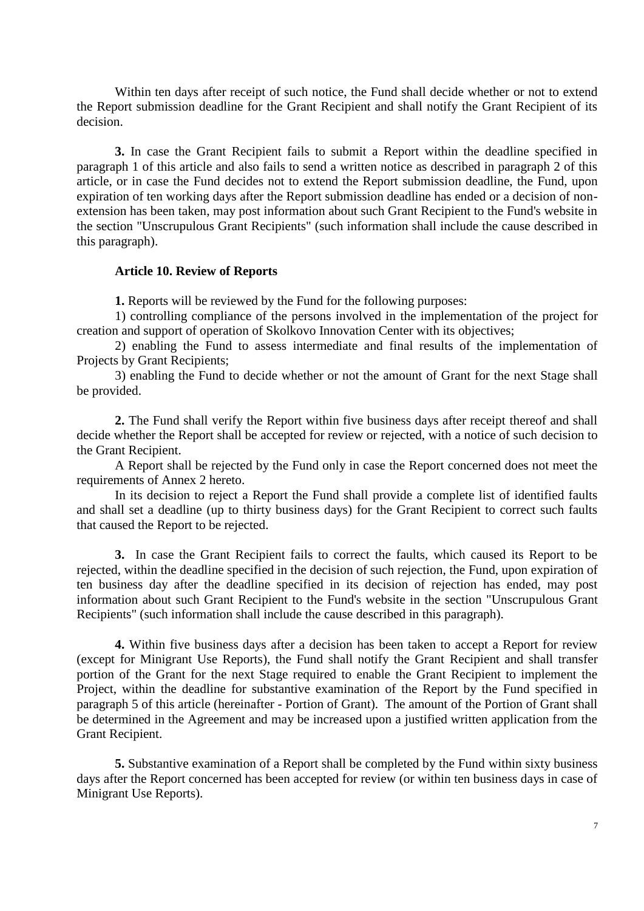Within ten days after receipt of such notice, the Fund shall decide whether or not to extend the Report submission deadline for the Grant Recipient and shall notify the Grant Recipient of its decision.

**3.** In case the Grant Recipient fails to submit a Report within the deadline specified in paragraph 1 of this article and also fails to send a written notice as described in paragraph 2 of this article, or in case the Fund decides not to extend the Report submission deadline, the Fund, upon expiration of ten working days after the Report submission deadline has ended or a decision of non-extension has been taken, may post information about such Grant Recipient to the Fund's website in the section "Unscrupulous Grant Recipients" (such information shall include the cause described in this paragraph).

### Article 10. Review of Reports

**1.** Reports will be reviewed by the Fund for the following purposes:

1) controlling compliance of the persons involved in the implementation of the project for creation and support of operation of Skolkovo Innovation Center with its objectives;

2) enabling the Fund to assess intermediate and final results of the implementation of Projects by Grant Recipients;

3) enabling the Fund to decide whether or not the amount of Grant for the next Stage shall be provided.

**2.** The Fund shall verify the Report within five business days after receipt thereof and shall decide whether the Report shall be accepted for review or rejected, with a notice of such decision to the Grant Recipient.

A Report shall be rejected by the Fund only in case the Report concerned does not meet the requirements of Annex 2 hereto.

In its decision to reject a Report the Fund shall provide a complete list of identified faults and shall set a deadline (up to thirty business days) for the Grant Recipient to correct such faults that caused the Report to be rejected.

**3.** In case the Grant Recipient fails to correct the faults, which caused its Report to be rejected, within the deadline specified in the decision of such rejection, the Fund, upon expiration of ten business day after the deadline specified in its decision of rejection has ended, may post information about such Grant Recipient to the Fund's website in the section "Unscrupulous Grant Recipients" (such information shall include the cause described in this paragraph).

**4.** Within five business days after a decision has been taken to accept a Report for review (except for Minigrant Use Reports), the Fund shall notify the Grant Recipient and shall transfer portion of the Grant for the next Stage required to enable the Grant Recipient to implement the Project, within the deadline for substantive examination of the Report by the Fund specified in paragraph 5 of this article (hereinafter - Portion of Grant). The amount of the Portion of Grant shall be determined in the Agreement and may be increased upon a justified written application from the Grant Recipient.

**5.** Substantive examination of a Report shall be completed by the Fund within sixty business days after the Report concerned has been accepted for review (or within ten business days in case of Minigrant Use Reports).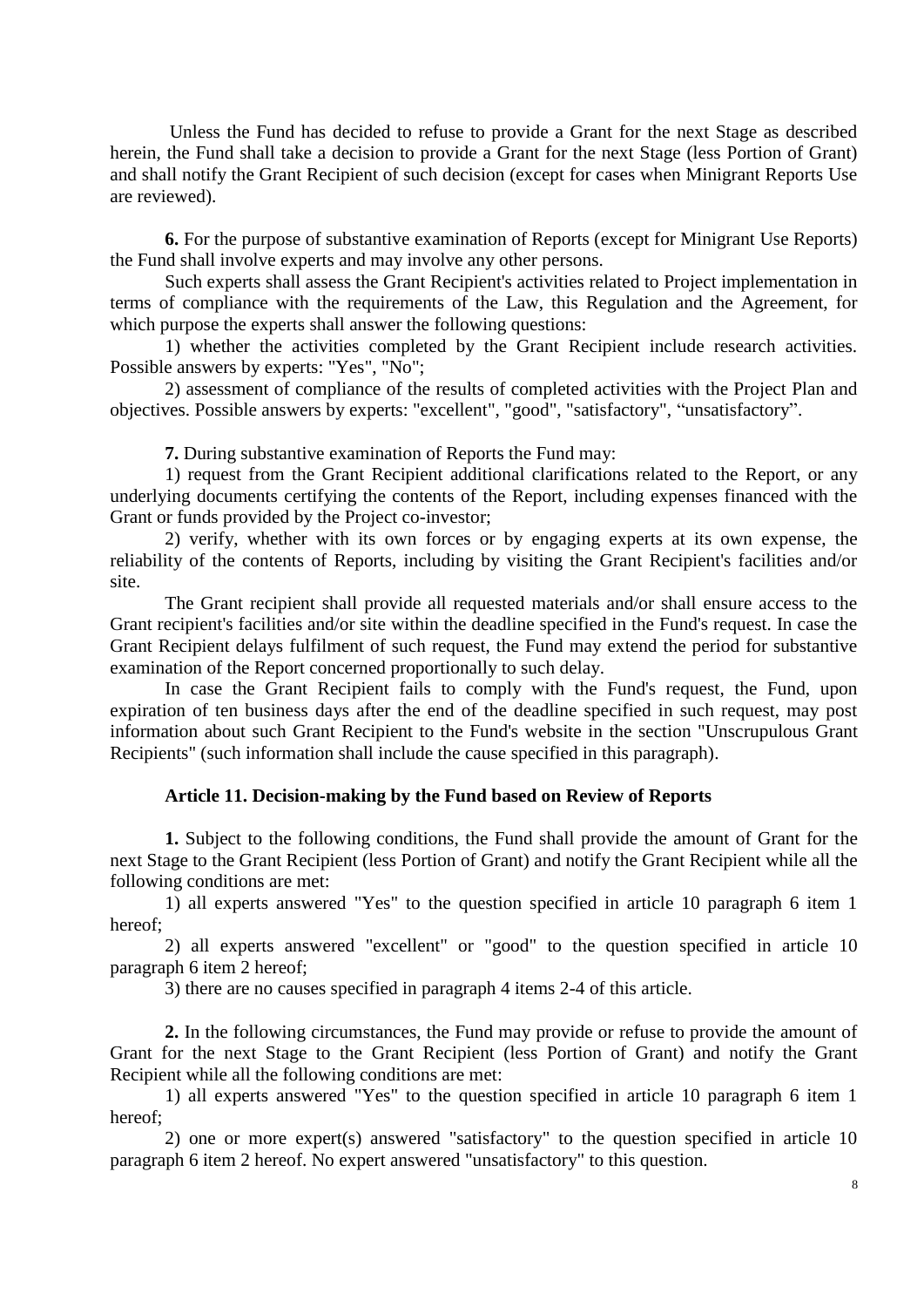Unless the Fund has decided to refuse to provide a Grant for the next Stage as described herein, the Fund shall take a decision to provide a Grant for the next Stage (less Portion of Grant) and shall notify the Grant Recipient of such decision (except for cases when Minigrant Reports Use are reviewed).

**6.** For the purpose of substantive examination of Reports (except for Minigrant Use Reports) the Fund shall involve experts and may involve any other persons.

Such experts shall assess the Grant Recipient's activities related to Project implementation in terms of compliance with the requirements of the Law, this Regulation and the Agreement, for which purpose the experts shall answer the following questions:

1) whether the activities completed by the Grant Recipient include research activities. Possible answers by experts: "Yes", "No";

2) assessment of compliance of the results of completed activities with the Project Plan and objectives. Possible answers by experts: "excellent", "good", "satisfactory", "unsatisfactory".

**7.** During substantive examination of Reports the Fund may:

1) request from the Grant Recipient additional clarifications related to the Report, or any underlying documents certifying the contents of the Report, including expenses financed with the Grant or funds provided by the Project co-investor;

2) verify, whether with its own forces or by engaging experts at its own expense, the reliability of the contents of Reports, including by visiting the Grant Recipient's facilities and/or site.

The Grant recipient shall provide all requested materials and/or shall ensure access to the Grant recipient's facilities and/or site within the deadline specified in the Fund's request. In case the Grant Recipient delays fulfilment of such request, the Fund may extend the period for substantive examination of the Report concerned proportionally to such delay.

In case the Grant Recipient fails to comply with the Fund's request, the Fund, upon expiration of ten business days after the end of the deadline specified in such request, may post information about such Grant Recipient to the Fund's website in the section "Unscrupulous Grant Recipients" (such information shall include the cause specified in this paragraph).

### Article 11. Decision-making by the Fund based on Review of Reports

**1.** Subject to the following conditions, the Fund shall provide the amount of Grant for the next Stage to the Grant Recipient (less Portion of Grant) and notify the Grant Recipient while all the following conditions are met:

1) all experts answered "Yes" to the question specified in article 10 paragraph 6 item 1 hereof;

2) all experts answered "excellent" or "good" to the question specified in article 10 paragraph 6 item 2 hereof;

3) there are no causes specified in paragraph 4 items 2-4 of this article.

**2.** In the following circumstances, the Fund may provide or refuse to provide the amount of Grant for the next Stage to the Grant Recipient (less Portion of Grant) and notify the Grant Recipient while all the following conditions are met:

1) all experts answered "Yes" to the question specified in article 10 paragraph 6 item 1 hereof;

2) one or more expert(s) answered "satisfactory" to the question specified in article 10 paragraph 6 item 2 hereof. No expert answered "unsatisfactory" to this question.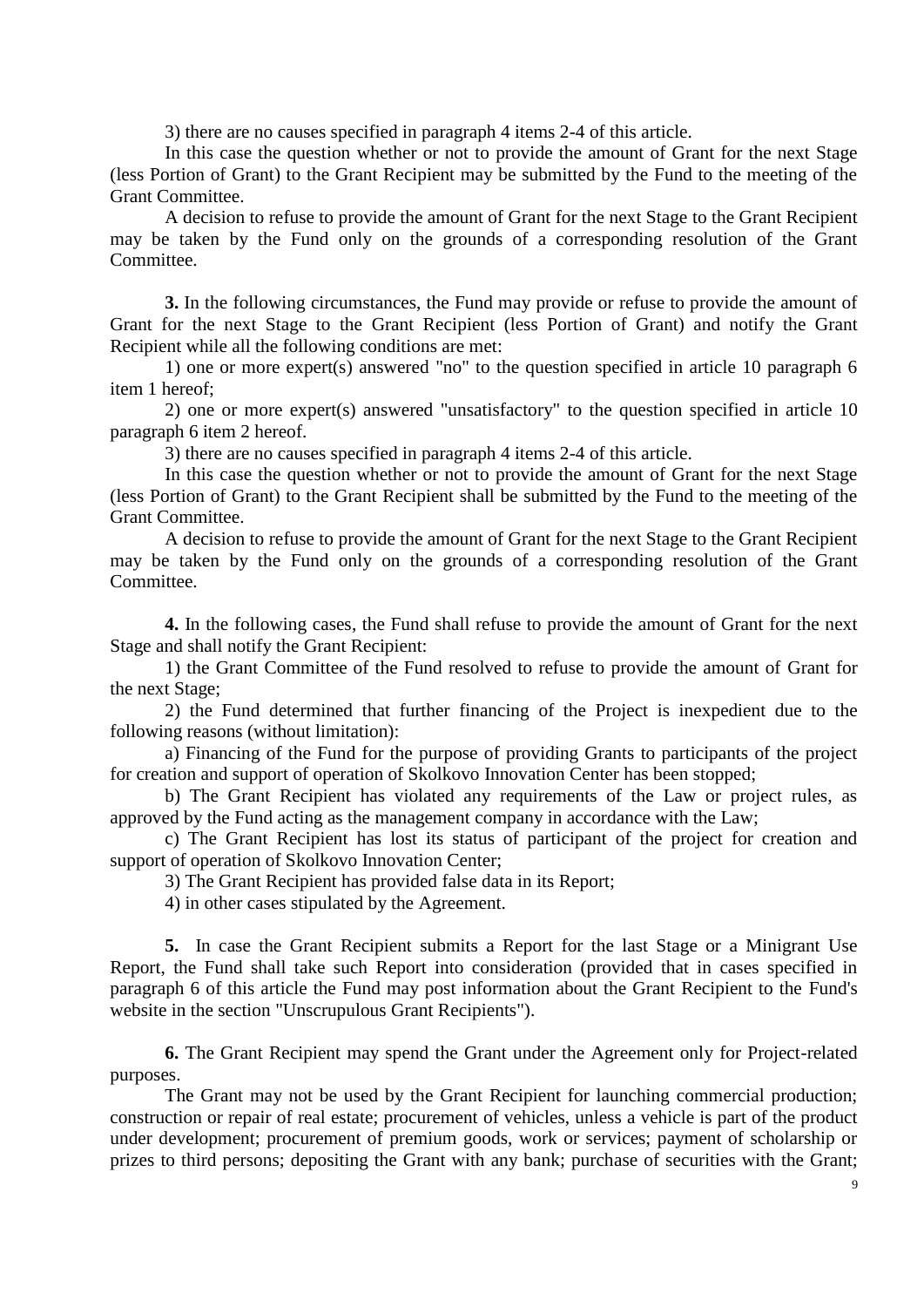3) there are no causes specified in paragraph 4 items 2-4 of this article.

In this case the question whether or not to provide the amount of Grant for the next Stage (less Portion of Grant) to the Grant Recipient may be submitted by the Fund to the meeting of the Grant Committee.

A decision to refuse to provide the amount of Grant for the next Stage to the Grant Recipient may be taken by the Fund only on the grounds of a corresponding resolution of the Grant Committee.

**3.** In the following circumstances, the Fund may provide or refuse to provide the amount of Grant for the next Stage to the Grant Recipient (less Portion of Grant) and notify the Grant Recipient while all the following conditions are met:

1) one or more expert(s) answered "no" to the question specified in article 10 paragraph 6 item 1 hereof;

2) one or more expert(s) answered "unsatisfactory" to the question specified in article 10 paragraph 6 item 2 hereof.

3) there are no causes specified in paragraph 4 items 2-4 of this article.

In this case the question whether or not to provide the amount of Grant for the next Stage (less Portion of Grant) to the Grant Recipient shall be submitted by the Fund to the meeting of the Grant Committee.

A decision to refuse to provide the amount of Grant for the next Stage to the Grant Recipient may be taken by the Fund only on the grounds of a corresponding resolution of the Grant Committee.

**4.** In the following cases, the Fund shall refuse to provide the amount of Grant for the next Stage and shall notify the Grant Recipient:

1) the Grant Committee of the Fund resolved to refuse to provide the amount of Grant for the next Stage;

2) the Fund determined that further financing of the Project is inexpedient due to the following reasons (without limitation):

a) Financing of the Fund for the purpose of providing Grants to participants of the project for creation and support of operation of Skolkovo Innovation Center has been stopped;

b) The Grant Recipient has violated any requirements of the Law or project rules, as approved by the Fund acting as the management company in accordance with the Law;

c) The Grant Recipient has lost its status of participant of the project for creation and support of operation of Skolkovo Innovation Center;

3) The Grant Recipient has provided false data in its Report;

4) in other cases stipulated by the Agreement.

**5.** In case the Grant Recipient submits a Report for the last Stage or a Minigrant Use Report, the Fund shall take such Report into consideration (provided that in cases specified in paragraph 6 of this article the Fund may post information about the Grant Recipient to the Fund's website in the section "Unscrupulous Grant Recipients").

**6.** The Grant Recipient may spend the Grant under the Agreement only for Project-related purposes.

The Grant may not be used by the Grant Recipient for launching commercial production; construction or repair of real estate; procurement of vehicles, unless a vehicle is part of the product under development; procurement of premium goods, work or services; payment of scholarship or prizes to third persons; depositing the Grant with any bank; purchase of securities with the Grant;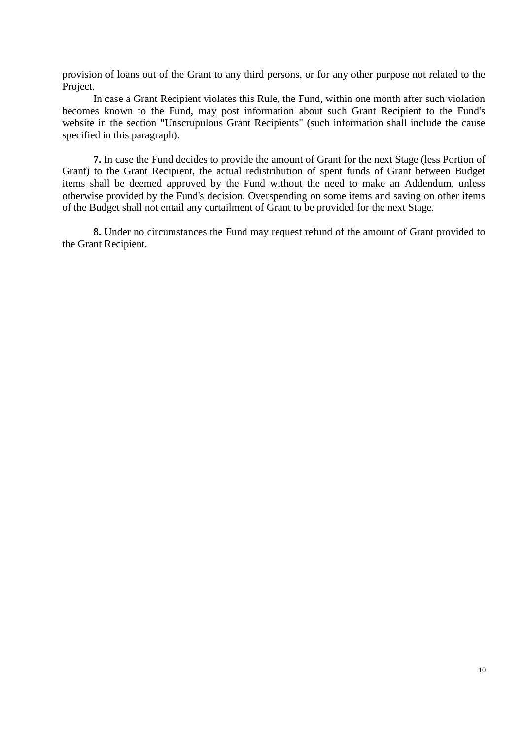provision of loans out of the Grant to any third persons, or for any other purpose not related to the Project.

In case a Grant Recipient violates this Rule, the Fund, within one month after such violation becomes known to the Fund, may post information about such Grant Recipient to the Fund's website in the section "Unscrupulous Grant Recipients" (such information shall include the cause specified in this paragraph).

**7.** In case the Fund decides to provide the amount of Grant for the next Stage (less Portion of Grant) to the Grant Recipient, the actual redistribution of spent funds of Grant between Budget items shall be deemed approved by the Fund without the need to make an Addendum, unless otherwise provided by the Fund's decision. Overspending on some items and saving on other items of the Budget shall not entail any curtailment of Grant to be provided for the next Stage.

**8.** Under no circumstances the Fund may request refund of the amount of Grant provided to the Grant Recipient.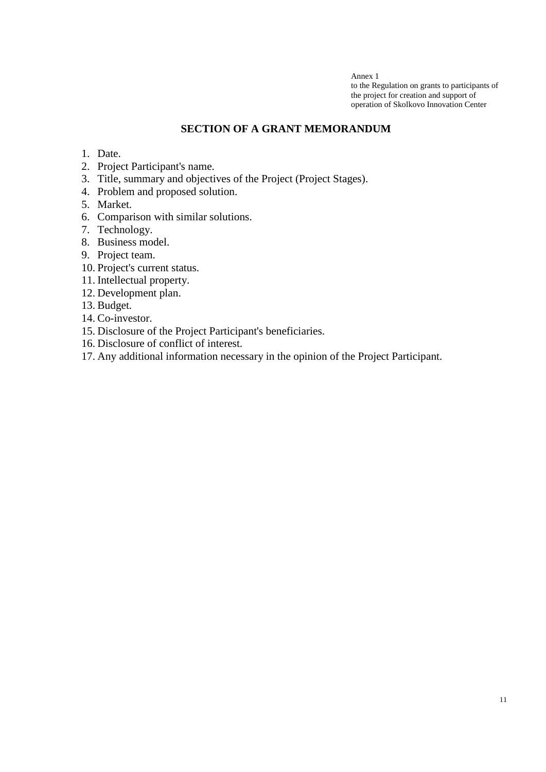Annex 1
to the Regulation on grants to participants of the project for creation and support of operation of Skolkovo Innovation Center

## SECTION OF A GRANT MEMORANDUM

1. Date.
2. Project Participant's name.
3. Title, summary and objectives of the Project (Project Stages).
4. Problem and proposed solution.
5. Market.
6. Comparison with similar solutions.
7. Technology.
8. Business model.
9. Project team.
10. Project's current status.
11. Intellectual property.
12. Development plan.
13. Budget.
14. Co-investor.
15. Disclosure of the Project Participant's beneficiaries.
16. Disclosure of conflict of interest.
17. Any additional information necessary in the opinion of the Project Participant.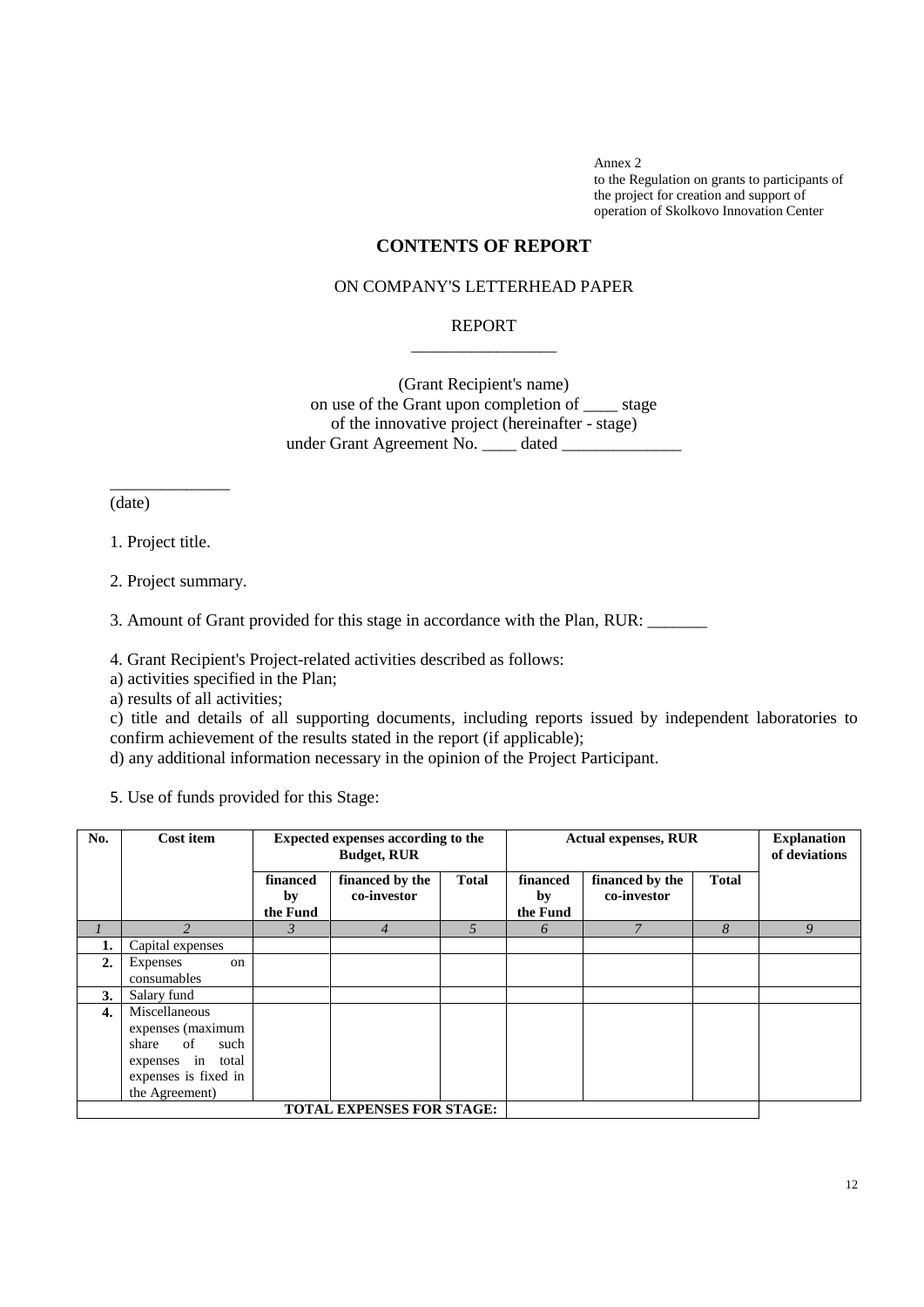Annex 2
to the Regulation on grants to participants of the project for creation and support of operation of Skolkovo Innovation Center

# CONTENTS OF REPORT

ON COMPANY'S LETTERHEAD PAPER

REPORT
_________________

(Grant Recipient's name)
on use of the Grant upon completion of ____ stage
of the innovative project (hereinafter - stage)
under Grant Agreement No. ____ dated ______________

______________
(date)

1. Project title.

2. Project summary.

3. Amount of Grant provided for this stage in accordance with the Plan, RUR: _______

4. Grant Recipient's Project-related activities described as follows:
a) activities specified in the Plan;
a) results of all activities;
c) title and details of all supporting documents, including reports issued by independent laboratories to confirm achievement of the results stated in the report (if applicable);
d) any additional information necessary in the opinion of the Project Participant.

5. Use of funds provided for this Stage:

| **No.** | **Cost item** | **Expected expenses according to the Budget, RUR** | | | **Actual expenses, RUR** | | | **Explanation of deviations** |
|---|---|---|---|---|---|---|---|---|
| | | **financed by the Fund** | **financed by the co-investor** | **Total** | **financed by the Fund** | **financed by the co-investor** | **Total** | |
| *1* | *2* | *3* | *4* | *5* | *6* | *7* | *8* | *9* |
| **1.** | Capital expenses | | | | | | | |
| **2.** | Expenses on consumables | | | | | | | |
| **3.** | Salary fund | | | | | | | |
| **4.** | Miscellaneous expenses (maximum share of such expenses in total expenses is fixed in the Agreement) | | | | | | | |
| **TOTAL EXPENSES FOR STAGE:** | | | | | | | | |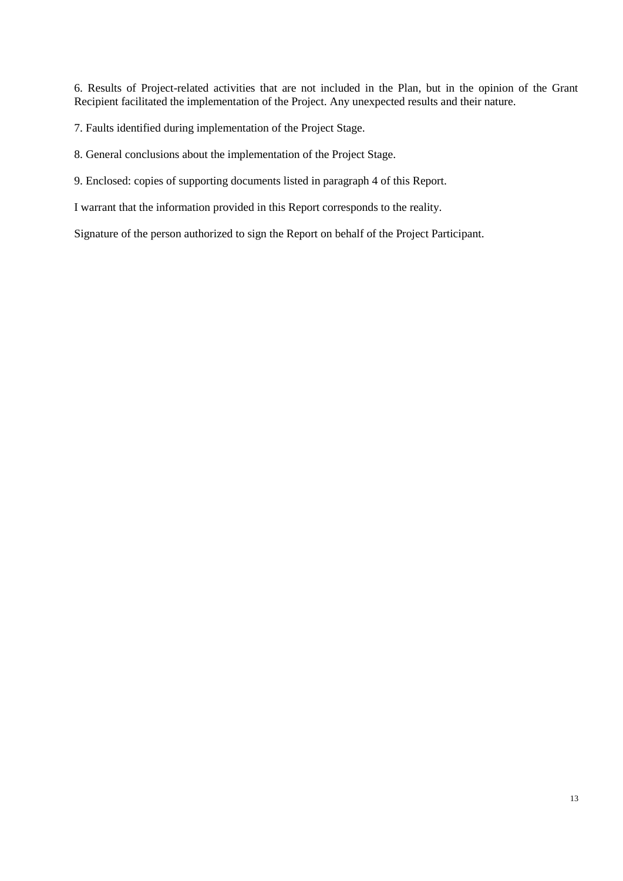6. Results of Project-related activities that are not included in the Plan, but in the opinion of the Grant Recipient facilitated the implementation of the Project. Any unexpected results and their nature.

7. Faults identified during implementation of the Project Stage.

8. General conclusions about the implementation of the Project Stage.

9. Enclosed: copies of supporting documents listed in paragraph 4 of this Report.

I warrant that the information provided in this Report corresponds to the reality.

Signature of the person authorized to sign the Report on behalf of the Project Participant.